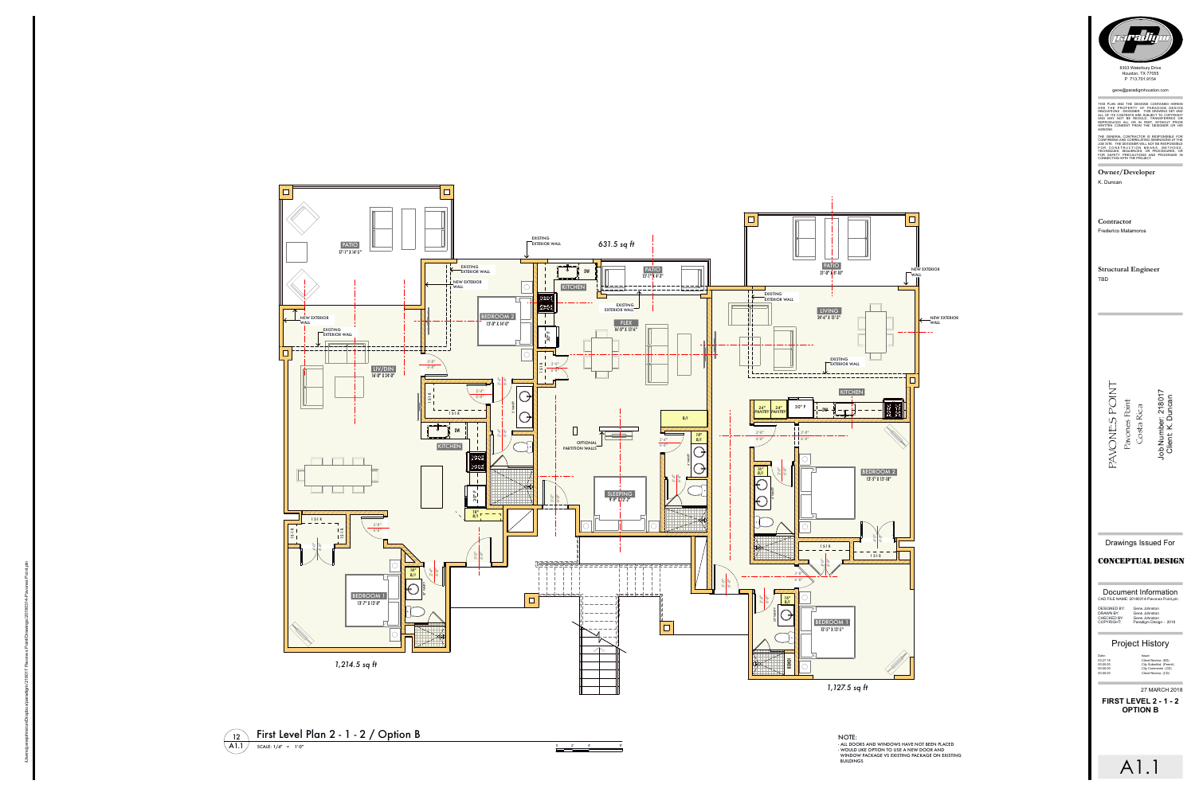# First Level Plan 2 - 1 - 2 / Option B

12 / A1.1

SCALE: 1/4" = 1'-0"

**Left unit — 1,214.5 sq ft**

- PATIO 17'-1" X 14'-5"
- EXISTING EXTERIOR WALL
- NEW EXTERIOR WALL
- BEDROOM 2 13'-0" X 14'-0"
- LIV/DIN 16'-8" X 24'-0"
- KITCHEN
- BEDROOM 1 13'-7" X 13'-0"

**Center unit — 631.5 sq ft**

- EXISTING EXTERIOR WALL
- PATIO 13'-1" X 4'-3"
- KITCHEN
- FLEX 16'-0" X 13'-6"
- OPTIONAL PARTITION WALLS
- SLEEPING 9'-8" X 12'-2"

**Right unit — 1,127.5 sq ft**

- PATIO 21'-8" X 8'-10"
- NEW EXTERIOR WALL
- EXISTING EXTERIOR WALL
- LIVING 26'-6" X 13'-3"
- KITCHEN
- 24" PANTRY, 24" PANTRY, 30" F
- BEDROOM 2 13'-5" X 13'-10"
- BEDROOM 1 13'-5" X 13'-5"

NOTE:
- ALL DOORS AND WINDOWS HAVE NOT BEEN PLACED
- WOULD LIKE OPTION TO USE A NEW DOOR AND WINDOW PACKAGE VS EXISTING PACKAGE ON EXISTING BUILDINGS

---

paradigm

8303 Waterbury Drive
Houston, TX 77055
P 713.701.9154

gene@paradigmhouston.com

THE PLAN AND THE DESIGNS CONTAINED HEREIN ARE THE PROPERTY OF PARADIGM DESIGN INNOVATIONS - DESIGNER. THIS DRAWING SET AND ALL OF ITS CONTENTS ARE SUBJECT TO COPYRIGHT AND MAY NOT BE REUSED, TRANSFERRED OR REPRODUCED ALL OR IN PART WITHOUT PRIOR WRITTEN CONSENT FROM THE DESIGNER OR HIS ASSIGNS.

THE GENERAL CONTRACTOR IS RESPONSIBLE FOR CONFIRMING AND CORRELATING DIMENSIONS AT THE JOB SITE. THE DESIGNER WILL NOT BE RESPONSIBLE FOR CONSTRUCTION MEANS, METHODS, TECHNIQUES, SEQUENCES, OR PROCEDURES OR FOR SAFETY PRECAUTIONS AND PROGRAMS IN CONNECTION WITH THE PROJECT.

**Owner/Developer**
K. Duncan

**Contractor**
Frederico Matamoros

**Structural Engineer**
TBD

PAVONES POINT
Pavones Point
Costa Rica

Job Number: 218017
Client: K. Duncan

Drawings Issued For

**CONCEPTUAL DESIGN**

Document Information
CAD FILE NAME: 20180314-Pavones Point.pln

| | |
|---|---|
| DESIGNED BY: | Gene Johnston |
| DRAWN BY: | Gene Johnston |
| CHECKED BY: | Gene Johnston |
| COPYRIGHT: | Paradigm Design - 2018 |

Project History

| Date: | Issue: |
|---|---|
| 03.27.18 | Client Review (SD) |
| 00.00.00 | City Submittal (Permit) |
| 00.00.00 | City Comments (CD) |
| 00.00.00 | Client Review (CD) |

27 MARCH 2018

**FIRST LEVEL 2 - 1 - 2**
**OPTION B**

A1.1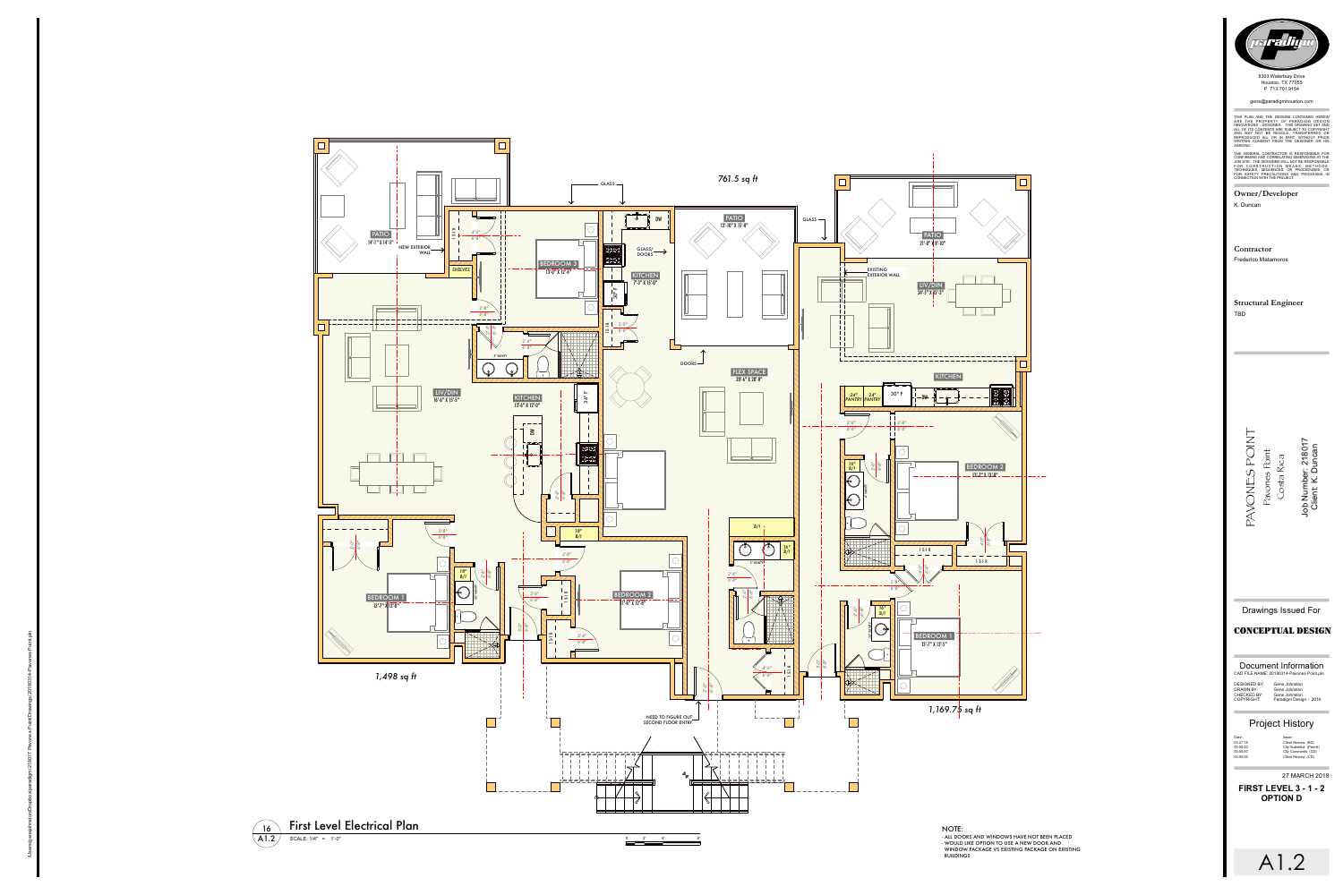# First Level Electrical Plan

16 / A1.2

SCALE: 1/4" = 1'-0"

PATIO
14'-1" X 14'-5"

NEW EXTERIOR WALL

SHELVES

GLASS

DW

GLASS/ DOORS

BEDROOM 3
13'-0" X 12'-5"

KITCHEN
7'-3" X 15'-0"

761.5 sq ft

PATIO
12'-10" X 15'-8"

GLASS

PATIO
21'-9" X 8'-10"

EXISTING EXTERIOR WALL

LIV/DIN
26'-5" X 15'-3"

LIV/DIN
16'-6" X 15'-5"

KITCHEN
13'-6" X 12'-0"

DOORS

FLEX SPACE
20'-6" X 28'-8"

KITCHEN

24" PANTRY

24" PANTRY

30" F

DW

BEDROOM 2
13'-7" X 13'-4"

BEDROOM 1
13'-7" X 12'-6"

BEDROOM 2
11'-6" X 12'-3"

BEDROOM 1
13'-7" X 13'-5"

1,498 sq ft

1,169.75 sq ft

NEED TO FIGURE OUT SECOND FLOOR ENTRY

NOTE:
- ALL DOORS AND WINDOWS HAVE NOT BEEN PLACED
- WOULD LIKE OPTION TO USE A NEW DOOR AND WINDOW PACKAGE VS EXISTING PACKAGE ON EXISTING BUILDINGS

paradigm

8303 Waterbury Drive
Houston, TX 77055
P 713.701.9154

gene@paradigmhouston.com

THE PLAN AND THE DESIGNS CONTAINED HEREIN ARE THE PROPERTY OF PARADIGM DESIGN INNOVATIONS - DESIGNER. THIS DRAWING SET AND ALL OF ITS CONTENTS ARE SUBJECT TO COPYRIGHT AND MAY NOT BE RESOLD, TRANSFERRED OR REPRODUCED ALL OR IN PART WITHOUT PRIOR WRITTEN CONSENT FROM THE DESIGNER OR HIS ASSIGNS.

THE GENERAL CONTRACTOR IS RESPONSIBLE FOR CONFIRMING AND CORRELATING DIMENSIONS AT THE JOB SITE. THE DESIGNER WILL NOT BE RESPONSIBLE FOR CONSTRUCTION MEANS, METHODS, TECHNIQUES, SEQUENCES, OR PROCEDURES OR FOR SAFETY PRECAUTIONS AND PROGRAMS IN CONNECTION WITH THE PROJECT.

**Owner/Developer**
K. Duncan

**Contractor**
Frederico Matamoros

**Structural Engineer**
TBD

PAVONES POINT
Pavones Point
Costa Rica
Job Number: 218017
Client: K. Duncan

Drawings Issued For

**CONCEPTUAL DESIGN**

## Document Information

CAD FILE NAME: 20180314-Pavones Point.pln

| | |
|---|---|
| DESIGNED BY: | Gene Johnston |
| DRAWN BY: | Gene Johnston |
| CHECKED BY: | Gene Johnston |
| COPYRIGHT: | Paradigm Design - 2018 |

## Project History

| Date: | Issue: |
|---|---|
| 03.27.18 | Client Review (SD) |
| 00.00.00 | City Submittal (Permit) |
| 00.00.00 | City Comments (CD) |
| 00.00.00 | Client Review (CD) |

27 MARCH 2018

**FIRST LEVEL 3 - 1 - 2 OPTION D**

A1.2